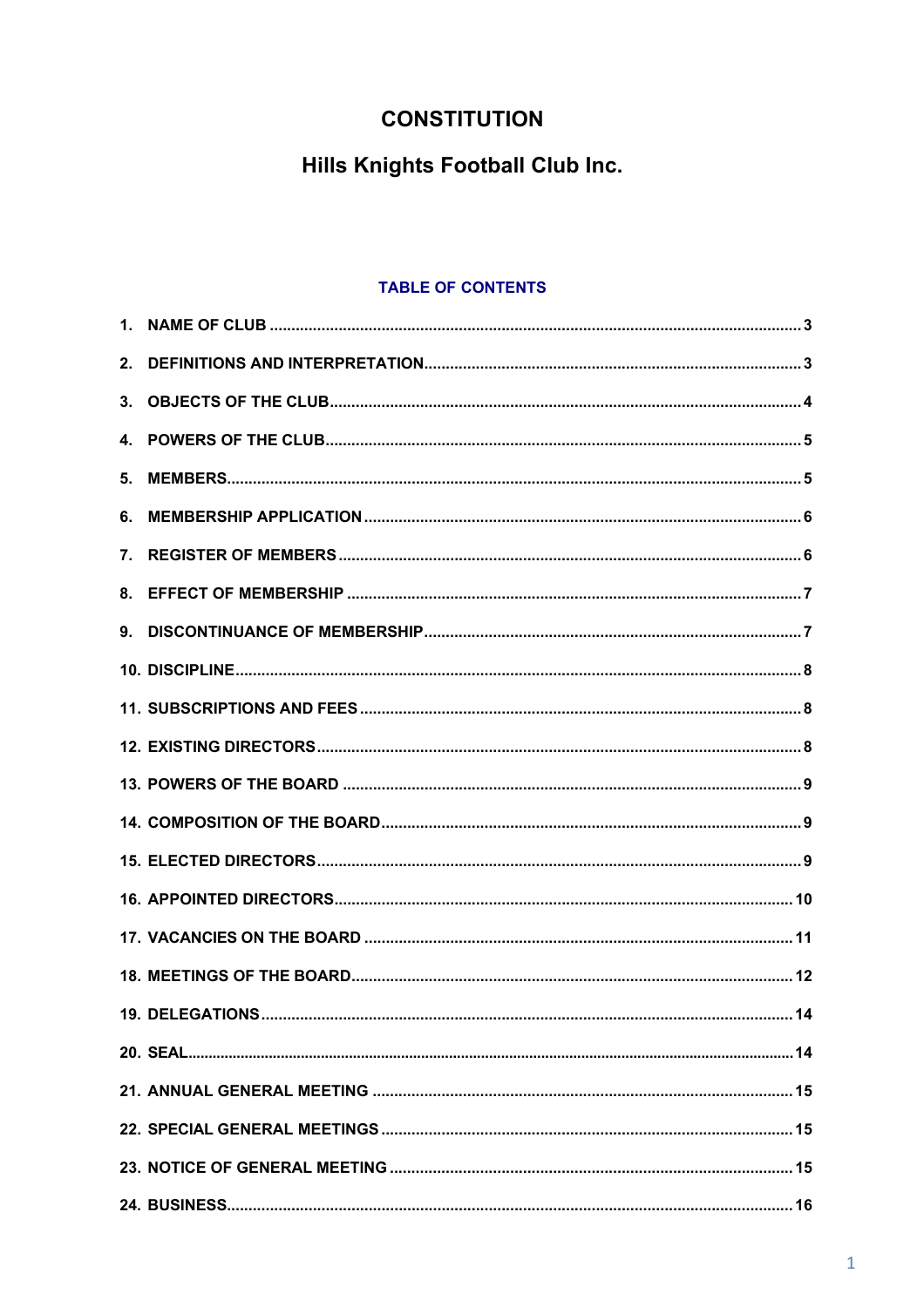# CONSTITUTION

# Hills Knights Football Club Inc.

## TABLE OF CONTENTS

| | |
|---|---|
| 1. NAME OF CLUB | 3 |
| 2. DEFINITIONS AND INTERPRETATION | 3 |
| 3. OBJECTS OF THE CLUB | 4 |
| 4. POWERS OF THE CLUB | 5 |
| 5. MEMBERS | 5 |
| 6. MEMBERSHIP APPLICATION | 6 |
| 7. REGISTER OF MEMBERS | 6 |
| 8. EFFECT OF MEMBERSHIP | 7 |
| 9. DISCONTINUANCE OF MEMBERSHIP | 7 |
| 10. DISCIPLINE | 8 |
| 11. SUBSCRIPTIONS AND FEES | 8 |
| 12. EXISTING DIRECTORS | 8 |
| 13. POWERS OF THE BOARD | 9 |
| 14. COMPOSITION OF THE BOARD | 9 |
| 15. ELECTED DIRECTORS | 9 |
| 16. APPOINTED DIRECTORS | 10 |
| 17. VACANCIES ON THE BOARD | 11 |
| 18. MEETINGS OF THE BOARD | 12 |
| 19. DELEGATIONS | 14 |
| 20. SEAL | 14 |
| 21. ANNUAL GENERAL MEETING | 15 |
| 22. SPECIAL GENERAL MEETINGS | 15 |
| 23. NOTICE OF GENERAL MEETING | 15 |
| 24. BUSINESS | 16 |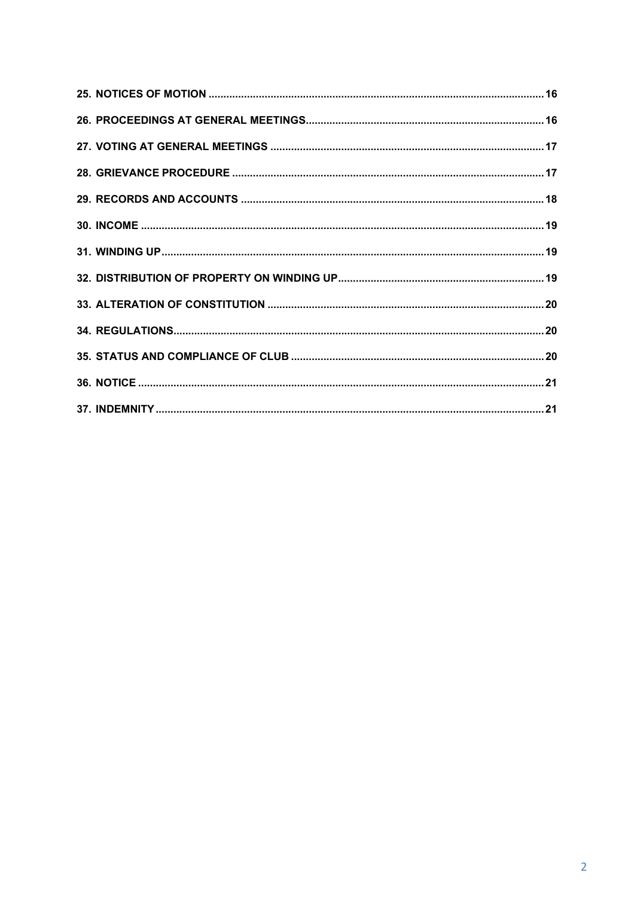**25. NOTICES OF MOTION** .......... 16

**26. PROCEEDINGS AT GENERAL MEETINGS** .......... 16

**27. VOTING AT GENERAL MEETINGS** .......... 17

**28. GRIEVANCE PROCEDURE** .......... 17

**29. RECORDS AND ACCOUNTS** .......... 18

**30. INCOME** .......... 19

**31. WINDING UP** .......... 19

**32. DISTRIBUTION OF PROPERTY ON WINDING UP** .......... 19

**33. ALTERATION OF CONSTITUTION** .......... 20

**34. REGULATIONS** .......... 20

**35. STATUS AND COMPLIANCE OF CLUB** .......... 20

**36. NOTICE** .......... 21

**37. INDEMNITY** .......... 21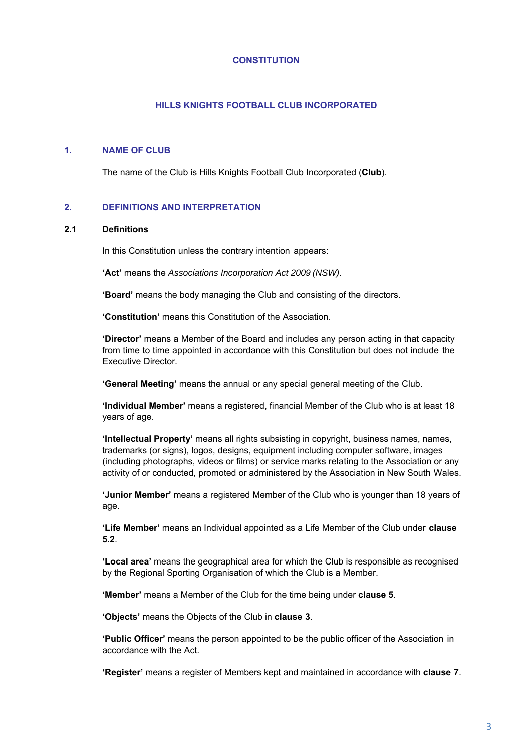# CONSTITUTION

## HILLS KNIGHTS FOOTBALL CLUB INCORPORATED

## 1. NAME OF CLUB

The name of the Club is Hills Knights Football Club Incorporated (**Club**).

## 2. DEFINITIONS AND INTERPRETATION

### 2.1 Definitions

In this Constitution unless the contrary intention appears:

**'Act'** means the *Associations Incorporation Act 2009 (NSW)*.

**'Board'** means the body managing the Club and consisting of the directors.

**'Constitution'** means this Constitution of the Association.

**'Director'** means a Member of the Board and includes any person acting in that capacity from time to time appointed in accordance with this Constitution but does not include the Executive Director.

**'General Meeting'** means the annual or any special general meeting of the Club.

**'Individual Member'** means a registered, financial Member of the Club who is at least 18 years of age.

**'Intellectual Property'** means all rights subsisting in copyright, business names, names, trademarks (or signs), logos, designs, equipment including computer software, images (including photographs, videos or films) or service marks relating to the Association or any activity of or conducted, promoted or administered by the Association in New South Wales.

**'Junior Member'** means a registered Member of the Club who is younger than 18 years of age.

**'Life Member'** means an Individual appointed as a Life Member of the Club under **clause 5.2**.

**'Local area'** means the geographical area for which the Club is responsible as recognised by the Regional Sporting Organisation of which the Club is a Member.

**'Member'** means a Member of the Club for the time being under **clause 5**.

**'Objects'** means the Objects of the Club in **clause 3**.

**'Public Officer'** means the person appointed to be the public officer of the Association in accordance with the Act.

**'Register'** means a register of Members kept and maintained in accordance with **clause 7**.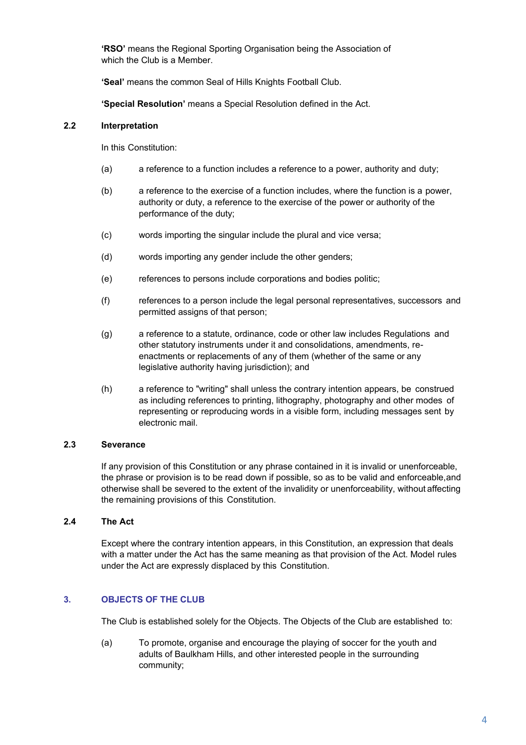**'RSO'** means the Regional Sporting Organisation being the Association of which the Club is a Member.

**'Seal'** means the common Seal of Hills Knights Football Club.

**'Special Resolution'** means a Special Resolution defined in the Act.

### 2.2 Interpretation

In this Constitution:

(a) a reference to a function includes a reference to a power, authority and duty;

(b) a reference to the exercise of a function includes, where the function is a power, authority or duty, a reference to the exercise of the power or authority of the performance of the duty;

(c) words importing the singular include the plural and vice versa;

(d) words importing any gender include the other genders;

(e) references to persons include corporations and bodies politic;

(f) references to a person include the legal personal representatives, successors and permitted assigns of that person;

(g) a reference to a statute, ordinance, code or other law includes Regulations and other statutory instruments under it and consolidations, amendments, re-enactments or replacements of any of them (whether of the same or any legislative authority having jurisdiction); and

(h) a reference to "writing" shall unless the contrary intention appears, be construed as including references to printing, lithography, photography and other modes of representing or reproducing words in a visible form, including messages sent by electronic mail.

### 2.3 Severance

If any provision of this Constitution or any phrase contained in it is invalid or unenforceable, the phrase or provision is to be read down if possible, so as to be valid and enforceable,and otherwise shall be severed to the extent of the invalidity or unenforceability, without affecting the remaining provisions of this Constitution.

### 2.4 The Act

Except where the contrary intention appears, in this Constitution, an expression that deals with a matter under the Act has the same meaning as that provision of the Act. Model rules under the Act are expressly displaced by this Constitution.

## 3. OBJECTS OF THE CLUB

The Club is established solely for the Objects. The Objects of the Club are established to:

(a) To promote, organise and encourage the playing of soccer for the youth and adults of Baulkham Hills, and other interested people in the surrounding community;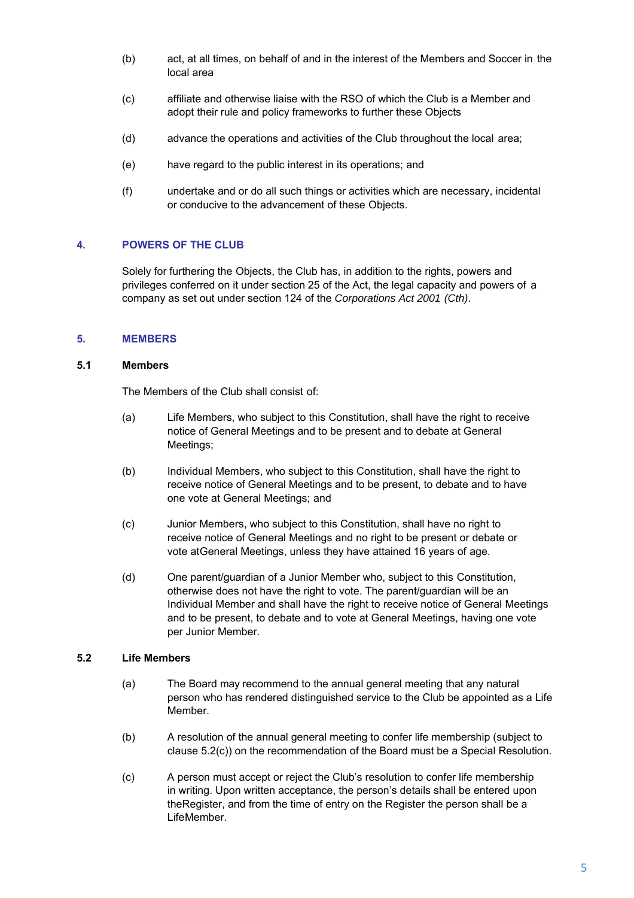(b) act, at all times, on behalf of and in the interest of the Members and Soccer in the local area

(c) affiliate and otherwise liaise with the RSO of which the Club is a Member and adopt their rule and policy frameworks to further these Objects

(d) advance the operations and activities of the Club throughout the local area;

(e) have regard to the public interest in its operations; and

(f) undertake and or do all such things or activities which are necessary, incidental or conducive to the advancement of these Objects.

## 4. POWERS OF THE CLUB

Solely for furthering the Objects, the Club has, in addition to the rights, powers and privileges conferred on it under section 25 of the Act, the legal capacity and powers of a company as set out under section 124 of the *Corporations Act 2001 (Cth)*.

## 5. MEMBERS

### 5.1 Members

The Members of the Club shall consist of:

(a) Life Members, who subject to this Constitution, shall have the right to receive notice of General Meetings and to be present and to debate at General Meetings;

(b) Individual Members, who subject to this Constitution, shall have the right to receive notice of General Meetings and to be present, to debate and to have one vote at General Meetings; and

(c) Junior Members, who subject to this Constitution, shall have no right to receive notice of General Meetings and no right to be present or debate or vote atGeneral Meetings, unless they have attained 16 years of age.

(d) One parent/guardian of a Junior Member who, subject to this Constitution, otherwise does not have the right to vote. The parent/guardian will be an Individual Member and shall have the right to receive notice of General Meetings and to be present, to debate and to vote at General Meetings, having one vote per Junior Member.

### 5.2 Life Members

(a) The Board may recommend to the annual general meeting that any natural person who has rendered distinguished service to the Club be appointed as a Life Member.

(b) A resolution of the annual general meeting to confer life membership (subject to clause 5.2(c)) on the recommendation of the Board must be a Special Resolution.

(c) A person must accept or reject the Club's resolution to confer life membership in writing. Upon written acceptance, the person's details shall be entered upon theRegister, and from the time of entry on the Register the person shall be a LifeMember.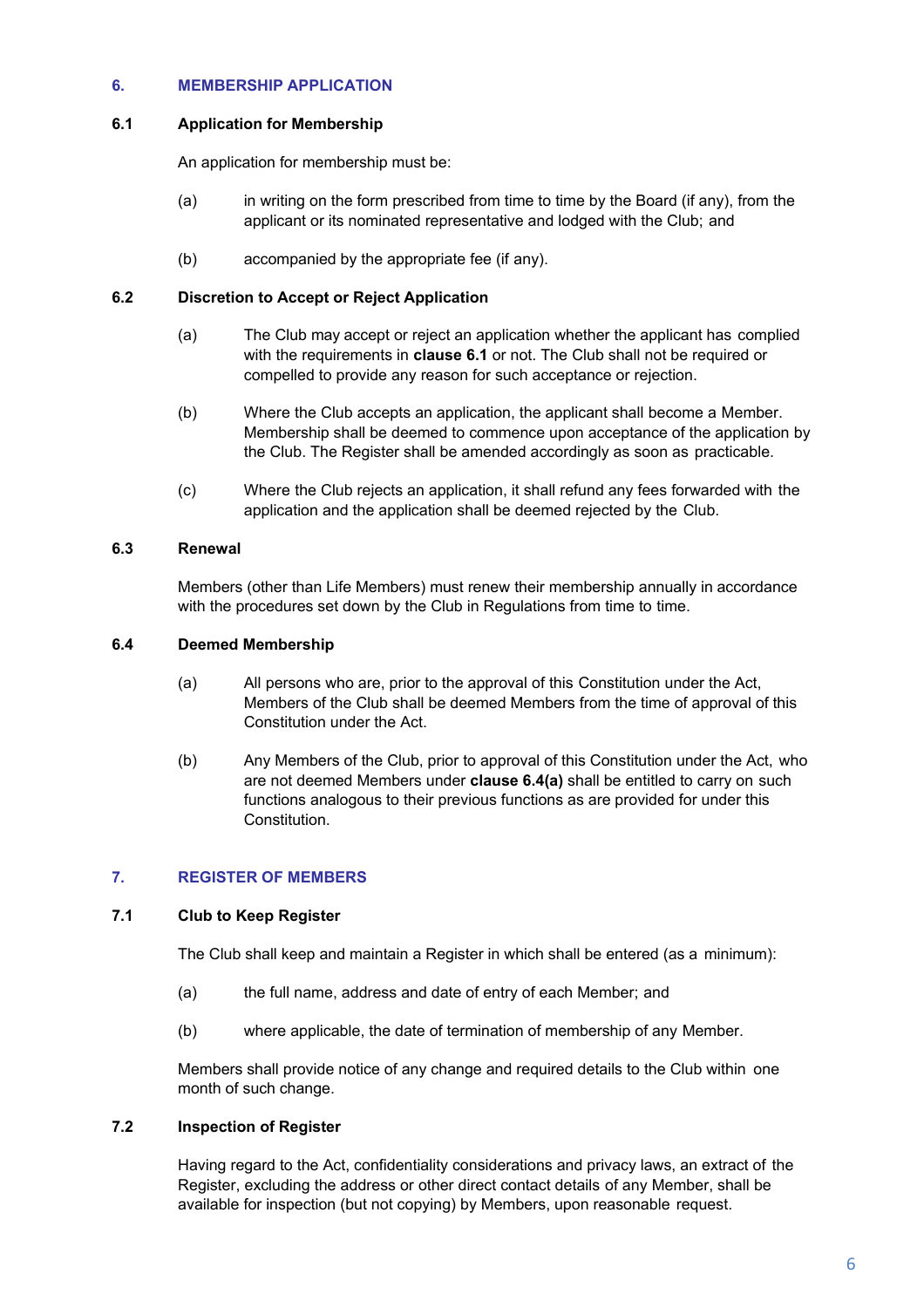## 6. MEMBERSHIP APPLICATION

### 6.1 Application for Membership

An application for membership must be:

(a) in writing on the form prescribed from time to time by the Board (if any), from the applicant or its nominated representative and lodged with the Club; and

(b) accompanied by the appropriate fee (if any).

### 6.2 Discretion to Accept or Reject Application

(a) The Club may accept or reject an application whether the applicant has complied with the requirements in **clause 6.1** or not. The Club shall not be required or compelled to provide any reason for such acceptance or rejection.

(b) Where the Club accepts an application, the applicant shall become a Member. Membership shall be deemed to commence upon acceptance of the application by the Club. The Register shall be amended accordingly as soon as practicable.

(c) Where the Club rejects an application, it shall refund any fees forwarded with the application and the application shall be deemed rejected by the Club.

### 6.3 Renewal

Members (other than Life Members) must renew their membership annually in accordance with the procedures set down by the Club in Regulations from time to time.

### 6.4 Deemed Membership

(a) All persons who are, prior to the approval of this Constitution under the Act, Members of the Club shall be deemed Members from the time of approval of this Constitution under the Act.

(b) Any Members of the Club, prior to approval of this Constitution under the Act, who are not deemed Members under **clause 6.4(a)** shall be entitled to carry on such functions analogous to their previous functions as are provided for under this Constitution.

## 7. REGISTER OF MEMBERS

### 7.1 Club to Keep Register

The Club shall keep and maintain a Register in which shall be entered (as a minimum):

(a) the full name, address and date of entry of each Member; and

(b) where applicable, the date of termination of membership of any Member.

Members shall provide notice of any change and required details to the Club within one month of such change.

### 7.2 Inspection of Register

Having regard to the Act, confidentiality considerations and privacy laws, an extract of the Register, excluding the address or other direct contact details of any Member, shall be available for inspection (but not copying) by Members, upon reasonable request.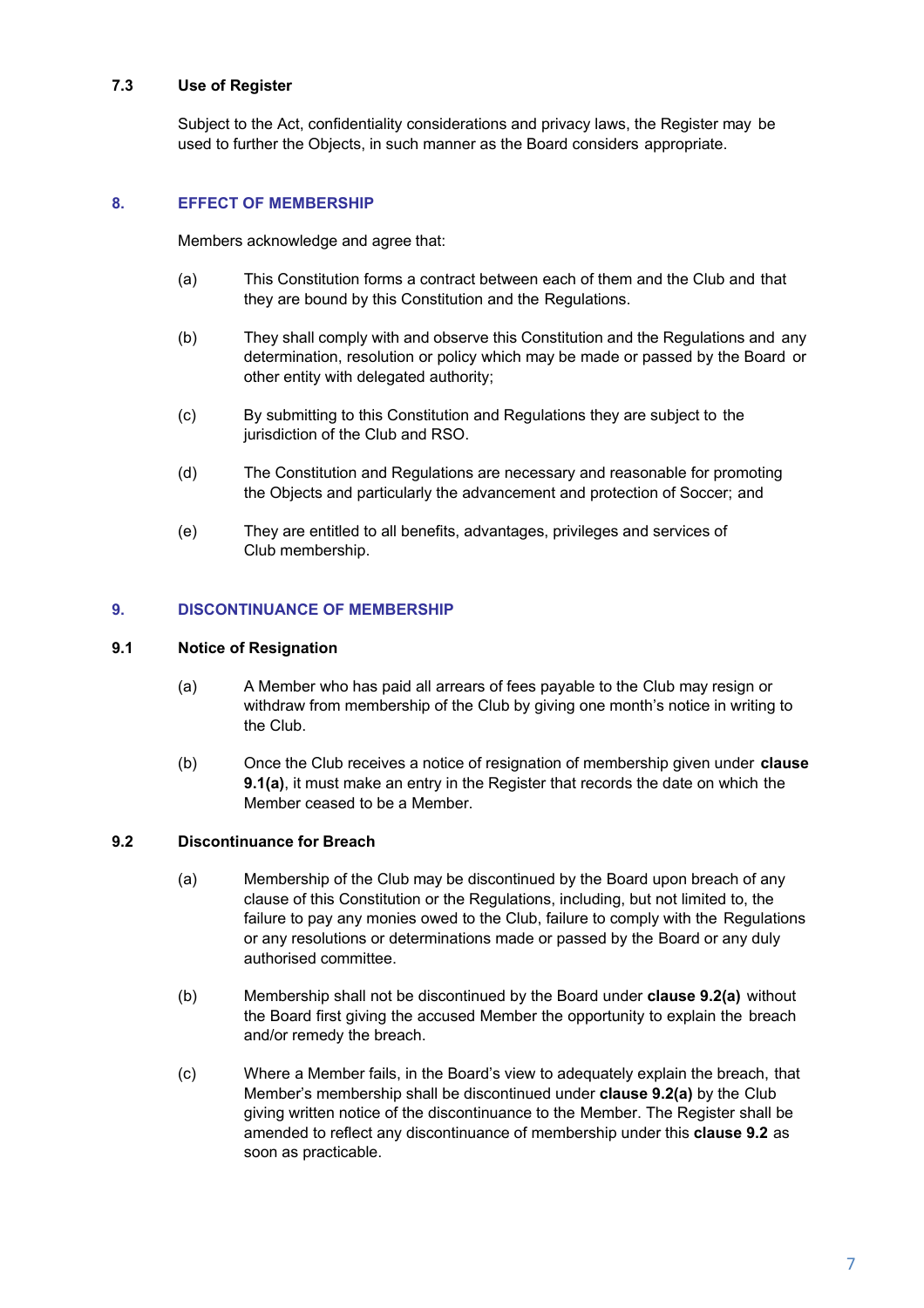### 7.3 Use of Register

Subject to the Act, confidentiality considerations and privacy laws, the Register may be used to further the Objects, in such manner as the Board considers appropriate.

## 8. EFFECT OF MEMBERSHIP

Members acknowledge and agree that:

(a) This Constitution forms a contract between each of them and the Club and that they are bound by this Constitution and the Regulations.

(b) They shall comply with and observe this Constitution and the Regulations and any determination, resolution or policy which may be made or passed by the Board or other entity with delegated authority;

(c) By submitting to this Constitution and Regulations they are subject to the jurisdiction of the Club and RSO.

(d) The Constitution and Regulations are necessary and reasonable for promoting the Objects and particularly the advancement and protection of Soccer; and

(e) They are entitled to all benefits, advantages, privileges and services of Club membership.

## 9. DISCONTINUANCE OF MEMBERSHIP

### 9.1 Notice of Resignation

(a) A Member who has paid all arrears of fees payable to the Club may resign or withdraw from membership of the Club by giving one month's notice in writing to the Club.

(b) Once the Club receives a notice of resignation of membership given under **clause 9.1(a)**, it must make an entry in the Register that records the date on which the Member ceased to be a Member.

### 9.2 Discontinuance for Breach

(a) Membership of the Club may be discontinued by the Board upon breach of any clause of this Constitution or the Regulations, including, but not limited to, the failure to pay any monies owed to the Club, failure to comply with the Regulations or any resolutions or determinations made or passed by the Board or any duly authorised committee.

(b) Membership shall not be discontinued by the Board under **clause 9.2(a)** without the Board first giving the accused Member the opportunity to explain the breach and/or remedy the breach.

(c) Where a Member fails, in the Board's view to adequately explain the breach, that Member's membership shall be discontinued under **clause 9.2(a)** by the Club giving written notice of the discontinuance to the Member. The Register shall be amended to reflect any discontinuance of membership under this **clause 9.2** as soon as practicable.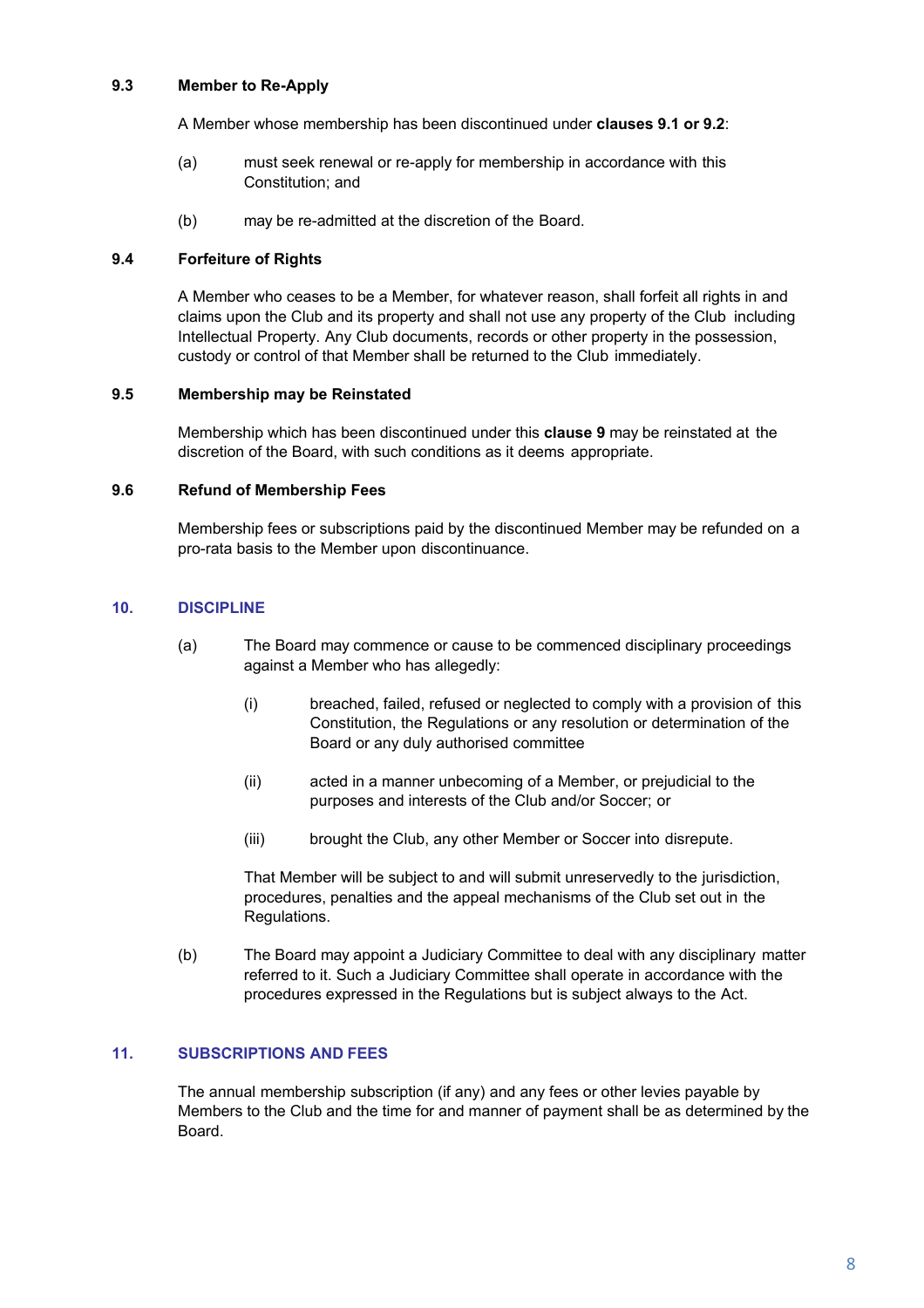### 9.3 Member to Re-Apply

A Member whose membership has been discontinued under **clauses 9.1 or 9.2**:

(a) must seek renewal or re-apply for membership in accordance with this Constitution; and

(b) may be re-admitted at the discretion of the Board.

### 9.4 Forfeiture of Rights

A Member who ceases to be a Member, for whatever reason, shall forfeit all rights in and claims upon the Club and its property and shall not use any property of the Club including Intellectual Property. Any Club documents, records or other property in the possession, custody or control of that Member shall be returned to the Club immediately.

### 9.5 Membership may be Reinstated

Membership which has been discontinued under this **clause 9** may be reinstated at the discretion of the Board, with such conditions as it deems appropriate.

### 9.6 Refund of Membership Fees

Membership fees or subscriptions paid by the discontinued Member may be refunded on a pro-rata basis to the Member upon discontinuance.

## 10. DISCIPLINE

(a) The Board may commence or cause to be commenced disciplinary proceedings against a Member who has allegedly:

(i) breached, failed, refused or neglected to comply with a provision of this Constitution, the Regulations or any resolution or determination of the Board or any duly authorised committee

(ii) acted in a manner unbecoming of a Member, or prejudicial to the purposes and interests of the Club and/or Soccer; or

(iii) brought the Club, any other Member or Soccer into disrepute.

That Member will be subject to and will submit unreservedly to the jurisdiction, procedures, penalties and the appeal mechanisms of the Club set out in the Regulations.

(b) The Board may appoint a Judiciary Committee to deal with any disciplinary matter referred to it. Such a Judiciary Committee shall operate in accordance with the procedures expressed in the Regulations but is subject always to the Act.

## 11. SUBSCRIPTIONS AND FEES

The annual membership subscription (if any) and any fees or other levies payable by Members to the Club and the time for and manner of payment shall be as determined by the Board.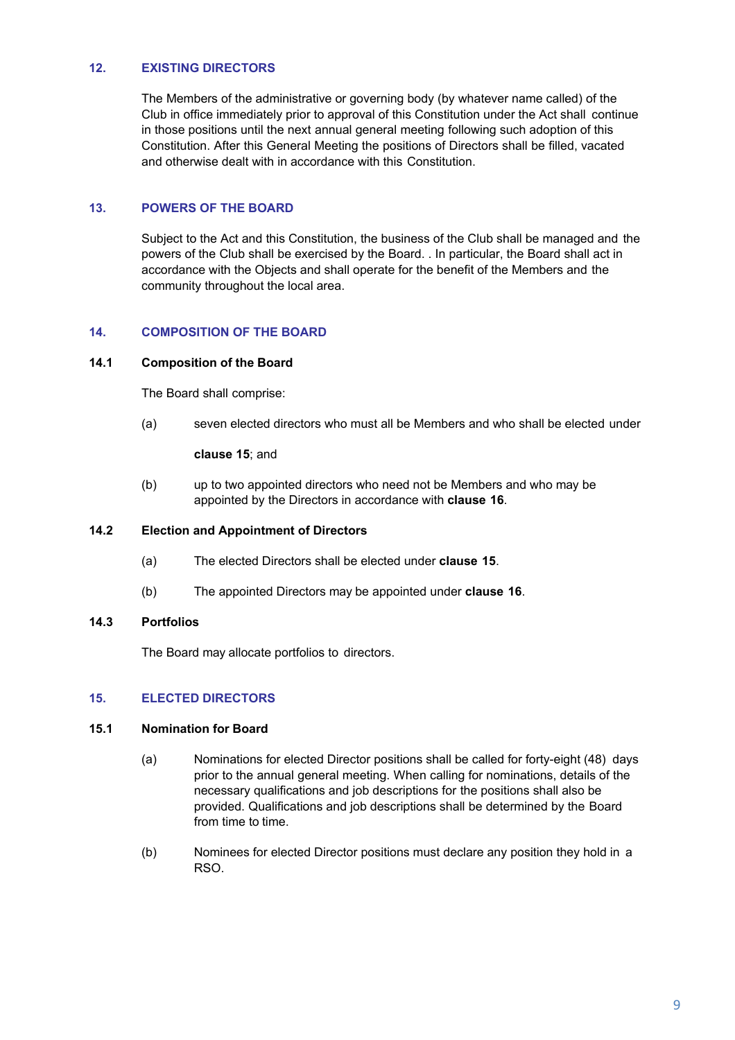## 12. EXISTING DIRECTORS

The Members of the administrative or governing body (by whatever name called) of the Club in office immediately prior to approval of this Constitution under the Act shall continue in those positions until the next annual general meeting following such adoption of this Constitution. After this General Meeting the positions of Directors shall be filled, vacated and otherwise dealt with in accordance with this Constitution.

## 13. POWERS OF THE BOARD

Subject to the Act and this Constitution, the business of the Club shall be managed and the powers of the Club shall be exercised by the Board. . In particular, the Board shall act in accordance with the Objects and shall operate for the benefit of the Members and the community throughout the local area.

## 14. COMPOSITION OF THE BOARD

### 14.1 Composition of the Board

The Board shall comprise:

(a) seven elected directors who must all be Members and who shall be elected under **clause 15**; and

(b) up to two appointed directors who need not be Members and who may be appointed by the Directors in accordance with **clause 16**.

### 14.2 Election and Appointment of Directors

(a) The elected Directors shall be elected under **clause 15**.

(b) The appointed Directors may be appointed under **clause 16**.

### 14.3 Portfolios

The Board may allocate portfolios to directors.

## 15. ELECTED DIRECTORS

### 15.1 Nomination for Board

(a) Nominations for elected Director positions shall be called for forty-eight (48) days prior to the annual general meeting. When calling for nominations, details of the necessary qualifications and job descriptions for the positions shall also be provided. Qualifications and job descriptions shall be determined by the Board from time to time.

(b) Nominees for elected Director positions must declare any position they hold in a RSO.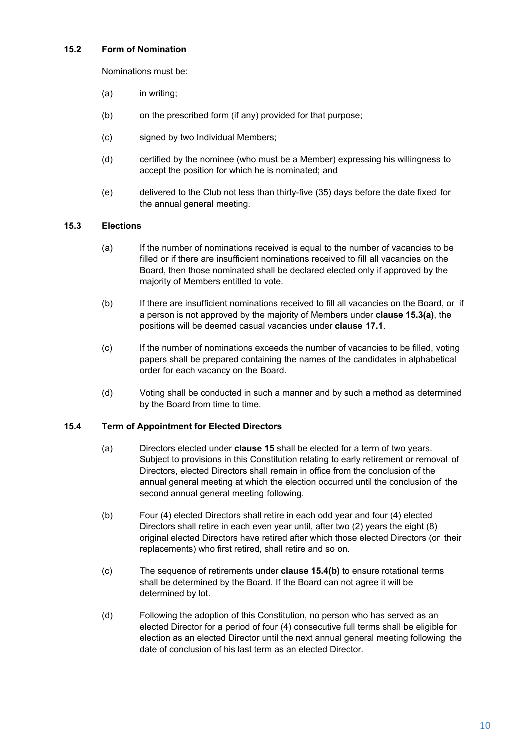### 15.2 Form of Nomination

Nominations must be:

(a) in writing;

(b) on the prescribed form (if any) provided for that purpose;

(c) signed by two Individual Members;

(d) certified by the nominee (who must be a Member) expressing his willingness to accept the position for which he is nominated; and

(e) delivered to the Club not less than thirty-five (35) days before the date fixed for the annual general meeting.

### 15.3 Elections

(a) If the number of nominations received is equal to the number of vacancies to be filled or if there are insufficient nominations received to fill all vacancies on the Board, then those nominated shall be declared elected only if approved by the majority of Members entitled to vote.

(b) If there are insufficient nominations received to fill all vacancies on the Board, or if a person is not approved by the majority of Members under **clause 15.3(a)**, the positions will be deemed casual vacancies under **clause 17.1**.

(c) If the number of nominations exceeds the number of vacancies to be filled, voting papers shall be prepared containing the names of the candidates in alphabetical order for each vacancy on the Board.

(d) Voting shall be conducted in such a manner and by such a method as determined by the Board from time to time.

### 15.4 Term of Appointment for Elected Directors

(a) Directors elected under **clause 15** shall be elected for a term of two years. Subject to provisions in this Constitution relating to early retirement or removal of Directors, elected Directors shall remain in office from the conclusion of the annual general meeting at which the election occurred until the conclusion of the second annual general meeting following.

(b) Four (4) elected Directors shall retire in each odd year and four (4) elected Directors shall retire in each even year until, after two (2) years the eight (8) original elected Directors have retired after which those elected Directors (or their replacements) who first retired, shall retire and so on.

(c) The sequence of retirements under **clause 15.4(b)** to ensure rotational terms shall be determined by the Board. If the Board can not agree it will be determined by lot.

(d) Following the adoption of this Constitution, no person who has served as an elected Director for a period of four (4) consecutive full terms shall be eligible for election as an elected Director until the next annual general meeting following the date of conclusion of his last term as an elected Director.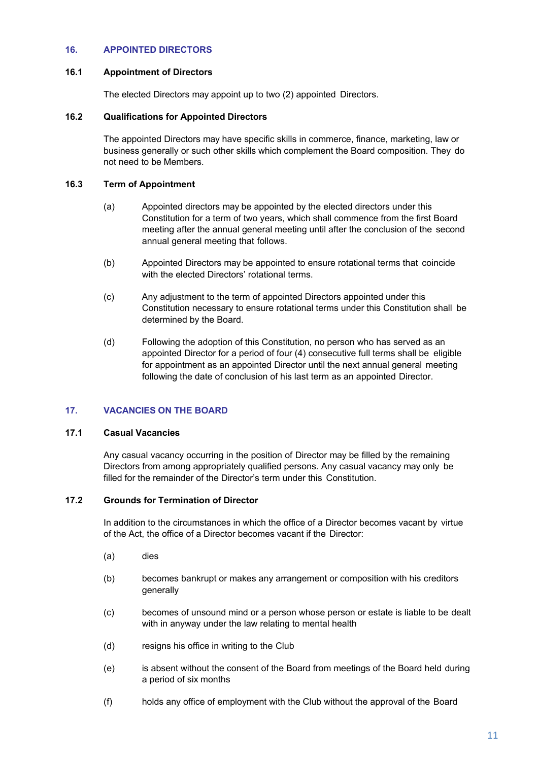## 16. APPOINTED DIRECTORS

### 16.1 Appointment of Directors

The elected Directors may appoint up to two (2) appointed Directors.

### 16.2 Qualifications for Appointed Directors

The appointed Directors may have specific skills in commerce, finance, marketing, law or business generally or such other skills which complement the Board composition. They do not need to be Members.

### 16.3 Term of Appointment

(a) Appointed directors may be appointed by the elected directors under this Constitution for a term of two years, which shall commence from the first Board meeting after the annual general meeting until after the conclusion of the second annual general meeting that follows.

(b) Appointed Directors may be appointed to ensure rotational terms that coincide with the elected Directors' rotational terms.

(c) Any adjustment to the term of appointed Directors appointed under this Constitution necessary to ensure rotational terms under this Constitution shall be determined by the Board.

(d) Following the adoption of this Constitution, no person who has served as an appointed Director for a period of four (4) consecutive full terms shall be eligible for appointment as an appointed Director until the next annual general meeting following the date of conclusion of his last term as an appointed Director.

## 17. VACANCIES ON THE BOARD

### 17.1 Casual Vacancies

Any casual vacancy occurring in the position of Director may be filled by the remaining Directors from among appropriately qualified persons. Any casual vacancy may only be filled for the remainder of the Director's term under this Constitution.

### 17.2 Grounds for Termination of Director

In addition to the circumstances in which the office of a Director becomes vacant by virtue of the Act, the office of a Director becomes vacant if the Director:

(a) dies

(b) becomes bankrupt or makes any arrangement or composition with his creditors generally

(c) becomes of unsound mind or a person whose person or estate is liable to be dealt with in anyway under the law relating to mental health

(d) resigns his office in writing to the Club

(e) is absent without the consent of the Board from meetings of the Board held during a period of six months

(f) holds any office of employment with the Club without the approval of the Board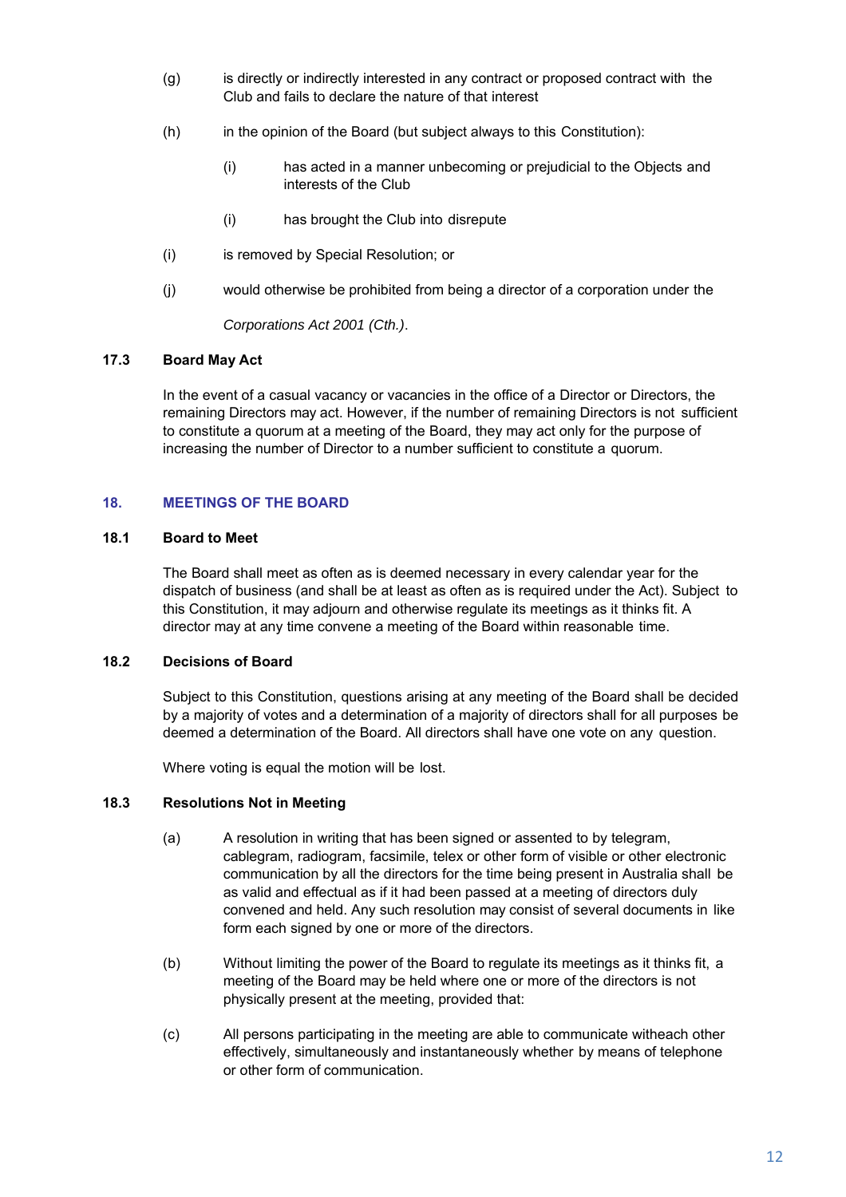(g) is directly or indirectly interested in any contract or proposed contract with the Club and fails to declare the nature of that interest

(h) in the opinion of the Board (but subject always to this Constitution):

  (i) has acted in a manner unbecoming or prejudicial to the Objects and interests of the Club

  (i) has brought the Club into disrepute

(i) is removed by Special Resolution; or

(j) would otherwise be prohibited from being a director of a corporation under the

*Corporations Act 2001 (Cth.)*.

**17.3 Board May Act**

In the event of a casual vacancy or vacancies in the office of a Director or Directors, the remaining Directors may act. However, if the number of remaining Directors is not sufficient to constitute a quorum at a meeting of the Board, they may act only for the purpose of increasing the number of Director to a number sufficient to constitute a quorum.

## 18. MEETINGS OF THE BOARD

**18.1 Board to Meet**

The Board shall meet as often as is deemed necessary in every calendar year for the dispatch of business (and shall be at least as often as is required under the Act). Subject to this Constitution, it may adjourn and otherwise regulate its meetings as it thinks fit. A director may at any time convene a meeting of the Board within reasonable time.

**18.2 Decisions of Board**

Subject to this Constitution, questions arising at any meeting of the Board shall be decided by a majority of votes and a determination of a majority of directors shall for all purposes be deemed a determination of the Board. All directors shall have one vote on any question.

Where voting is equal the motion will be lost.

**18.3 Resolutions Not in Meeting**

(a) A resolution in writing that has been signed or assented to by telegram, cablegram, radiogram, facsimile, telex or other form of visible or other electronic communication by all the directors for the time being present in Australia shall be as valid and effectual as if it had been passed at a meeting of directors duly convened and held. Any such resolution may consist of several documents in like form each signed by one or more of the directors.

(b) Without limiting the power of the Board to regulate its meetings as it thinks fit, a meeting of the Board may be held where one or more of the directors is not physically present at the meeting, provided that:

(c) All persons participating in the meeting are able to communicate witheach other effectively, simultaneously and instantaneously whether by means of telephone or other form of communication.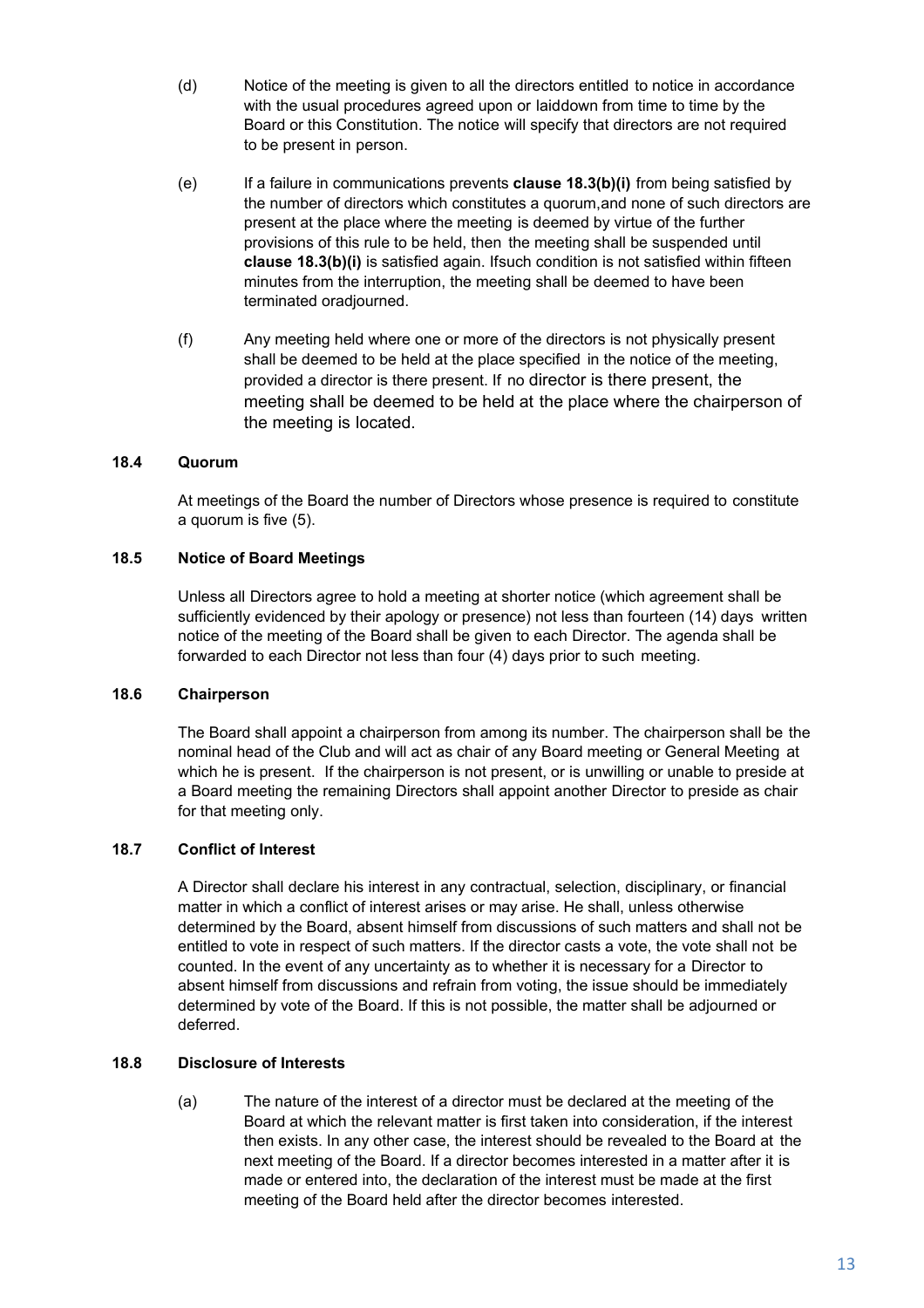(d) Notice of the meeting is given to all the directors entitled to notice in accordance with the usual procedures agreed upon or laiddown from time to time by the Board or this Constitution. The notice will specify that directors are not required to be present in person.

(e) If a failure in communications prevents **clause 18.3(b)(i)** from being satisfied by the number of directors which constitutes a quorum,and none of such directors are present at the place where the meeting is deemed by virtue of the further provisions of this rule to be held, then the meeting shall be suspended until **clause 18.3(b)(i)** is satisfied again. Ifsuch condition is not satisfied within fifteen minutes from the interruption, the meeting shall be deemed to have been terminated oradjourned.

(f) Any meeting held where one or more of the directors is not physically present shall be deemed to be held at the place specified in the notice of the meeting, provided a director is there present. If no director is there present, the meeting shall be deemed to be held at the place where the chairperson of the meeting is located.

### 18.4 Quorum

At meetings of the Board the number of Directors whose presence is required to constitute a quorum is five (5).

### 18.5 Notice of Board Meetings

Unless all Directors agree to hold a meeting at shorter notice (which agreement shall be sufficiently evidenced by their apology or presence) not less than fourteen (14) days written notice of the meeting of the Board shall be given to each Director. The agenda shall be forwarded to each Director not less than four (4) days prior to such meeting.

### 18.6 Chairperson

The Board shall appoint a chairperson from among its number. The chairperson shall be the nominal head of the Club and will act as chair of any Board meeting or General Meeting at which he is present. If the chairperson is not present, or is unwilling or unable to preside at a Board meeting the remaining Directors shall appoint another Director to preside as chair for that meeting only.

### 18.7 Conflict of Interest

A Director shall declare his interest in any contractual, selection, disciplinary, or financial matter in which a conflict of interest arises or may arise. He shall, unless otherwise determined by the Board, absent himself from discussions of such matters and shall not be entitled to vote in respect of such matters. If the director casts a vote, the vote shall not be counted. In the event of any uncertainty as to whether it is necessary for a Director to absent himself from discussions and refrain from voting, the issue should be immediately determined by vote of the Board. If this is not possible, the matter shall be adjourned or deferred.

### 18.8 Disclosure of Interests

(a) The nature of the interest of a director must be declared at the meeting of the Board at which the relevant matter is first taken into consideration, if the interest then exists. In any other case, the interest should be revealed to the Board at the next meeting of the Board. If a director becomes interested in a matter after it is made or entered into, the declaration of the interest must be made at the first meeting of the Board held after the director becomes interested.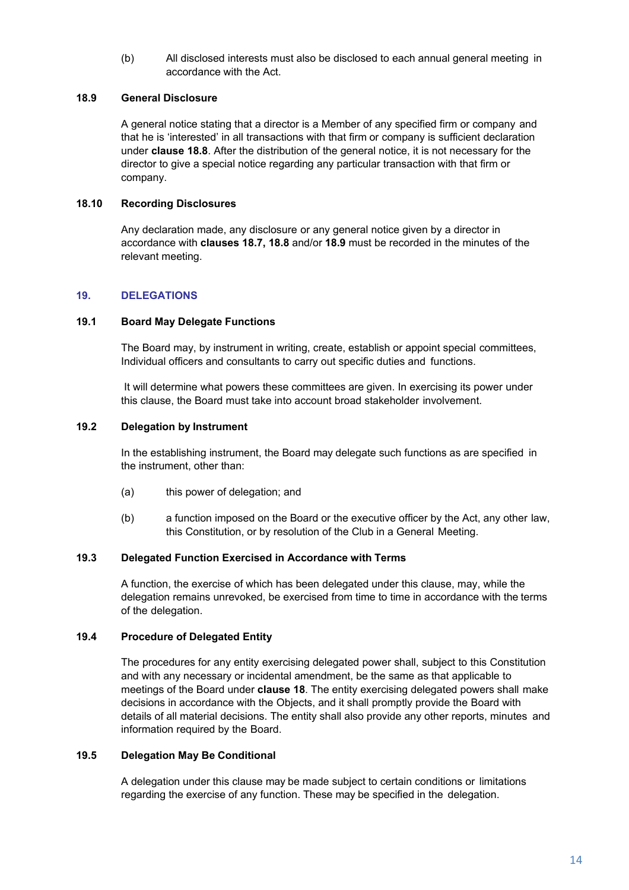(b) All disclosed interests must also be disclosed to each annual general meeting in accordance with the Act.

### 18.9 General Disclosure

A general notice stating that a director is a Member of any specified firm or company and that he is 'interested' in all transactions with that firm or company is sufficient declaration under **clause 18.8**. After the distribution of the general notice, it is not necessary for the director to give a special notice regarding any particular transaction with that firm or company.

### 18.10 Recording Disclosures

Any declaration made, any disclosure or any general notice given by a director in accordance with **clauses 18.7, 18.8** and/or **18.9** must be recorded in the minutes of the relevant meeting.

## 19. DELEGATIONS

### 19.1 Board May Delegate Functions

The Board may, by instrument in writing, create, establish or appoint special committees, Individual officers and consultants to carry out specific duties and functions.

It will determine what powers these committees are given. In exercising its power under this clause, the Board must take into account broad stakeholder involvement.

### 19.2 Delegation by Instrument

In the establishing instrument, the Board may delegate such functions as are specified in the instrument, other than:

(a) this power of delegation; and

(b) a function imposed on the Board or the executive officer by the Act, any other law, this Constitution, or by resolution of the Club in a General Meeting.

### 19.3 Delegated Function Exercised in Accordance with Terms

A function, the exercise of which has been delegated under this clause, may, while the delegation remains unrevoked, be exercised from time to time in accordance with the terms of the delegation.

### 19.4 Procedure of Delegated Entity

The procedures for any entity exercising delegated power shall, subject to this Constitution and with any necessary or incidental amendment, be the same as that applicable to meetings of the Board under **clause 18**. The entity exercising delegated powers shall make decisions in accordance with the Objects, and it shall promptly provide the Board with details of all material decisions. The entity shall also provide any other reports, minutes and information required by the Board.

### 19.5 Delegation May Be Conditional

A delegation under this clause may be made subject to certain conditions or limitations regarding the exercise of any function. These may be specified in the delegation.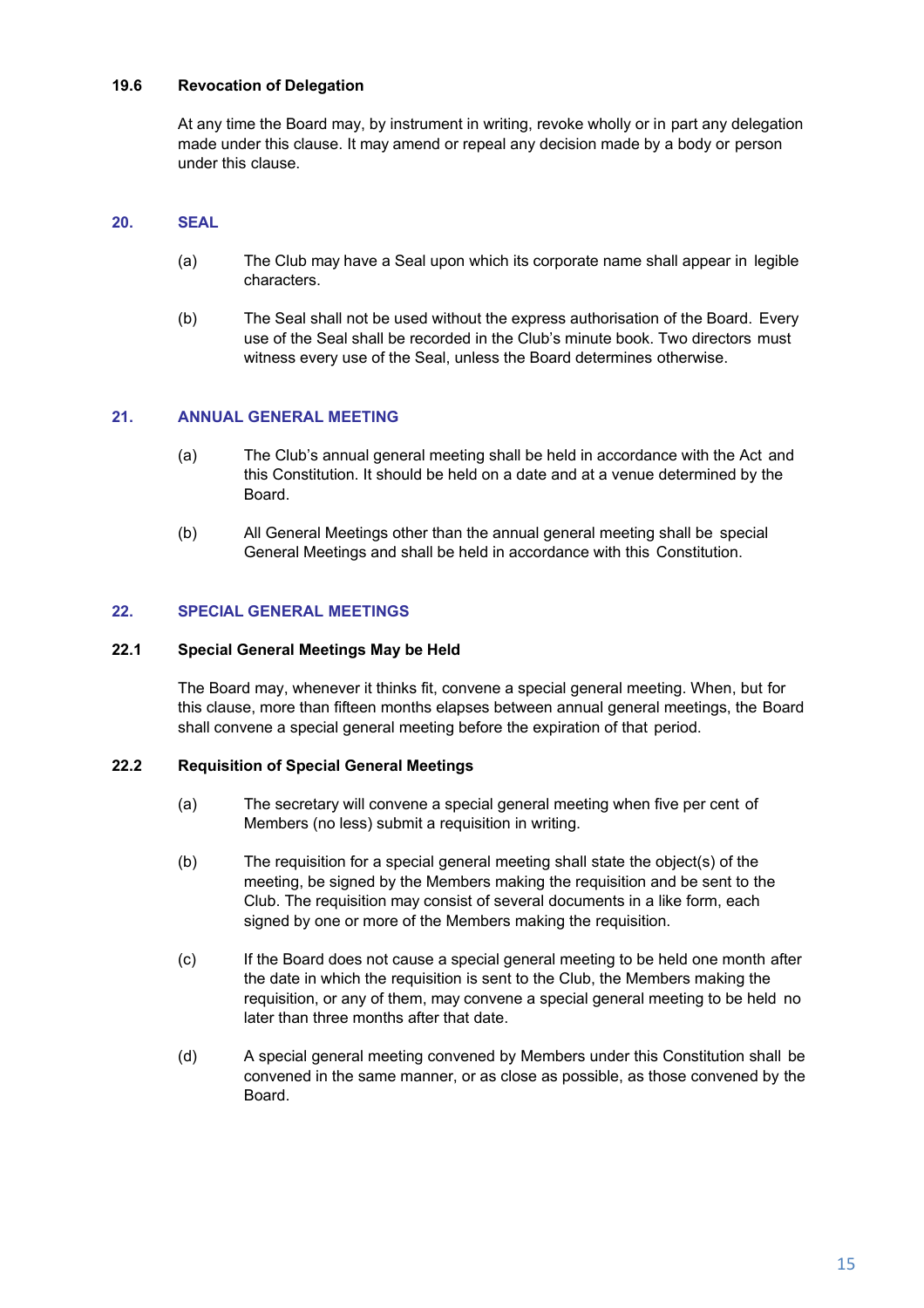### 19.6 Revocation of Delegation

At any time the Board may, by instrument in writing, revoke wholly or in part any delegation made under this clause. It may amend or repeal any decision made by a body or person under this clause.

## 20. SEAL

(a) The Club may have a Seal upon which its corporate name shall appear in legible characters.

(b) The Seal shall not be used without the express authorisation of the Board. Every use of the Seal shall be recorded in the Club's minute book. Two directors must witness every use of the Seal, unless the Board determines otherwise.

## 21. ANNUAL GENERAL MEETING

(a) The Club's annual general meeting shall be held in accordance with the Act and this Constitution. It should be held on a date and at a venue determined by the Board.

(b) All General Meetings other than the annual general meeting shall be special General Meetings and shall be held in accordance with this Constitution.

## 22. SPECIAL GENERAL MEETINGS

### 22.1 Special General Meetings May be Held

The Board may, whenever it thinks fit, convene a special general meeting. When, but for this clause, more than fifteen months elapses between annual general meetings, the Board shall convene a special general meeting before the expiration of that period.

### 22.2 Requisition of Special General Meetings

(a) The secretary will convene a special general meeting when five per cent of Members (no less) submit a requisition in writing.

(b) The requisition for a special general meeting shall state the object(s) of the meeting, be signed by the Members making the requisition and be sent to the Club. The requisition may consist of several documents in a like form, each signed by one or more of the Members making the requisition.

(c) If the Board does not cause a special general meeting to be held one month after the date in which the requisition is sent to the Club, the Members making the requisition, or any of them, may convene a special general meeting to be held no later than three months after that date.

(d) A special general meeting convened by Members under this Constitution shall be convened in the same manner, or as close as possible, as those convened by the Board.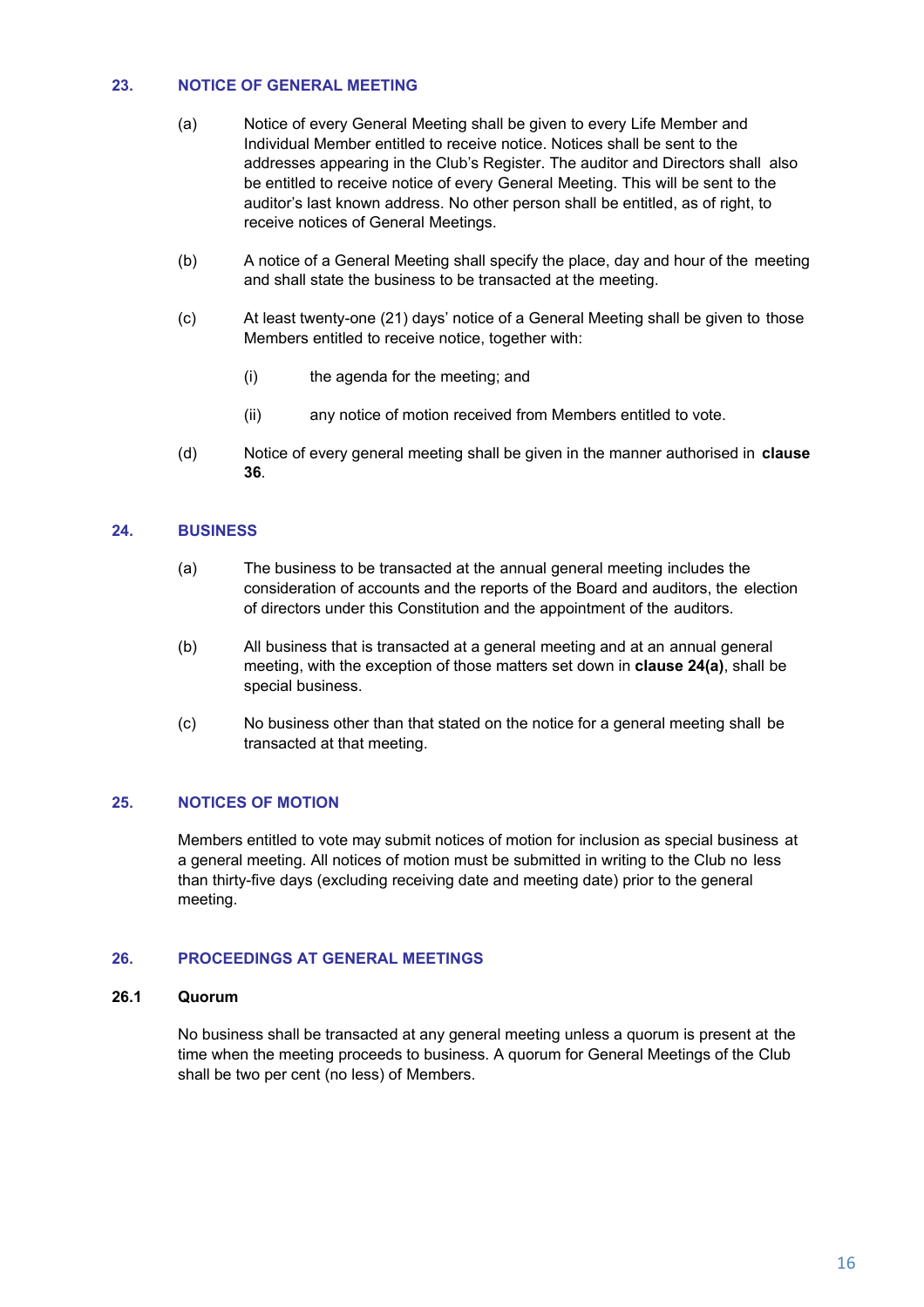## 23. NOTICE OF GENERAL MEETING

(a) Notice of every General Meeting shall be given to every Life Member and Individual Member entitled to receive notice. Notices shall be sent to the addresses appearing in the Club's Register. The auditor and Directors shall also be entitled to receive notice of every General Meeting. This will be sent to the auditor's last known address. No other person shall be entitled, as of right, to receive notices of General Meetings.

(b) A notice of a General Meeting shall specify the place, day and hour of the meeting and shall state the business to be transacted at the meeting.

(c) At least twenty-one (21) days' notice of a General Meeting shall be given to those Members entitled to receive notice, together with:

(i) the agenda for the meeting; and

(ii) any notice of motion received from Members entitled to vote.

(d) Notice of every general meeting shall be given in the manner authorised in **clause 36**.

## 24. BUSINESS

(a) The business to be transacted at the annual general meeting includes the consideration of accounts and the reports of the Board and auditors, the election of directors under this Constitution and the appointment of the auditors.

(b) All business that is transacted at a general meeting and at an annual general meeting, with the exception of those matters set down in **clause 24(a)**, shall be special business.

(c) No business other than that stated on the notice for a general meeting shall be transacted at that meeting.

## 25. NOTICES OF MOTION

Members entitled to vote may submit notices of motion for inclusion as special business at a general meeting. All notices of motion must be submitted in writing to the Club no less than thirty-five days (excluding receiving date and meeting date) prior to the general meeting.

## 26. PROCEEDINGS AT GENERAL MEETINGS

### 26.1 Quorum

No business shall be transacted at any general meeting unless a quorum is present at the time when the meeting proceeds to business. A quorum for General Meetings of the Club shall be two per cent (no less) of Members.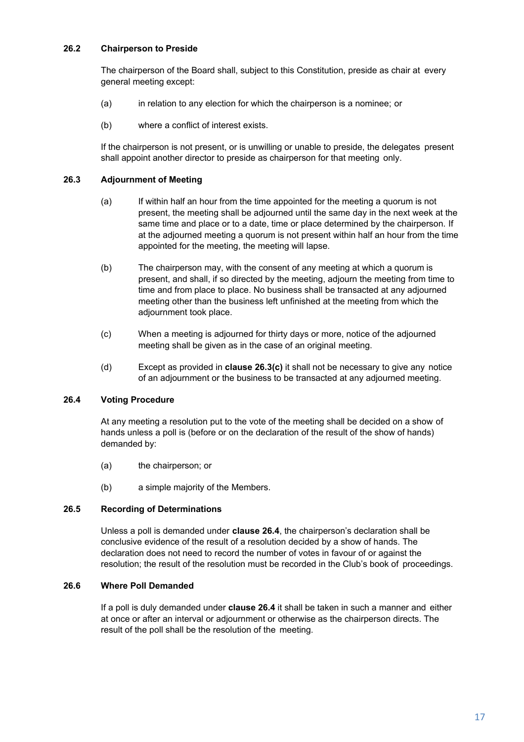### 26.2 Chairperson to Preside

The chairperson of the Board shall, subject to this Constitution, preside as chair at every general meeting except:

(a) in relation to any election for which the chairperson is a nominee; or

(b) where a conflict of interest exists.

If the chairperson is not present, or is unwilling or unable to preside, the delegates present shall appoint another director to preside as chairperson for that meeting only.

### 26.3 Adjournment of Meeting

(a) If within half an hour from the time appointed for the meeting a quorum is not present, the meeting shall be adjourned until the same day in the next week at the same time and place or to a date, time or place determined by the chairperson. If at the adjourned meeting a quorum is not present within half an hour from the time appointed for the meeting, the meeting will lapse.

(b) The chairperson may, with the consent of any meeting at which a quorum is present, and shall, if so directed by the meeting, adjourn the meeting from time to time and from place to place. No business shall be transacted at any adjourned meeting other than the business left unfinished at the meeting from which the adjournment took place.

(c) When a meeting is adjourned for thirty days or more, notice of the adjourned meeting shall be given as in the case of an original meeting.

(d) Except as provided in **clause 26.3(c)** it shall not be necessary to give any notice of an adjournment or the business to be transacted at any adjourned meeting.

### 26.4 Voting Procedure

At any meeting a resolution put to the vote of the meeting shall be decided on a show of hands unless a poll is (before or on the declaration of the result of the show of hands) demanded by:

(a) the chairperson; or

(b) a simple majority of the Members.

### 26.5 Recording of Determinations

Unless a poll is demanded under **clause 26.4**, the chairperson's declaration shall be conclusive evidence of the result of a resolution decided by a show of hands. The declaration does not need to record the number of votes in favour of or against the resolution; the result of the resolution must be recorded in the Club's book of proceedings.

### 26.6 Where Poll Demanded

If a poll is duly demanded under **clause 26.4** it shall be taken in such a manner and either at once or after an interval or adjournment or otherwise as the chairperson directs. The result of the poll shall be the resolution of the meeting.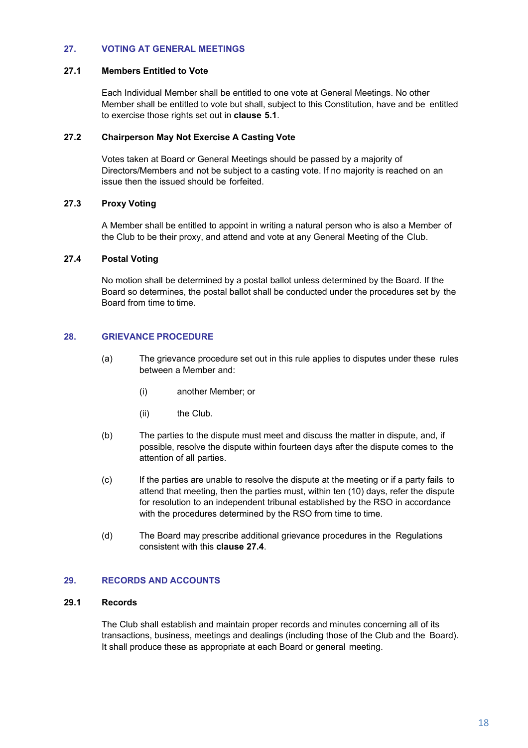## 27. VOTING AT GENERAL MEETINGS

### 27.1 Members Entitled to Vote

Each Individual Member shall be entitled to one vote at General Meetings. No other Member shall be entitled to vote but shall, subject to this Constitution, have and be entitled to exercise those rights set out in **clause 5.1**.

### 27.2 Chairperson May Not Exercise A Casting Vote

Votes taken at Board or General Meetings should be passed by a majority of Directors/Members and not be subject to a casting vote. If no majority is reached on an issue then the issued should be forfeited.

### 27.3 Proxy Voting

A Member shall be entitled to appoint in writing a natural person who is also a Member of the Club to be their proxy, and attend and vote at any General Meeting of the Club.

### 27.4 Postal Voting

No motion shall be determined by a postal ballot unless determined by the Board. If the Board so determines, the postal ballot shall be conducted under the procedures set by the Board from time to time.

## 28. GRIEVANCE PROCEDURE

(a) The grievance procedure set out in this rule applies to disputes under these rules between a Member and:

  (i) another Member; or

  (ii) the Club.

(b) The parties to the dispute must meet and discuss the matter in dispute, and, if possible, resolve the dispute within fourteen days after the dispute comes to the attention of all parties.

(c) If the parties are unable to resolve the dispute at the meeting or if a party fails to attend that meeting, then the parties must, within ten (10) days, refer the dispute for resolution to an independent tribunal established by the RSO in accordance with the procedures determined by the RSO from time to time.

(d) The Board may prescribe additional grievance procedures in the Regulations consistent with this **clause 27.4**.

## 29. RECORDS AND ACCOUNTS

### 29.1 Records

The Club shall establish and maintain proper records and minutes concerning all of its transactions, business, meetings and dealings (including those of the Club and the Board). It shall produce these as appropriate at each Board or general meeting.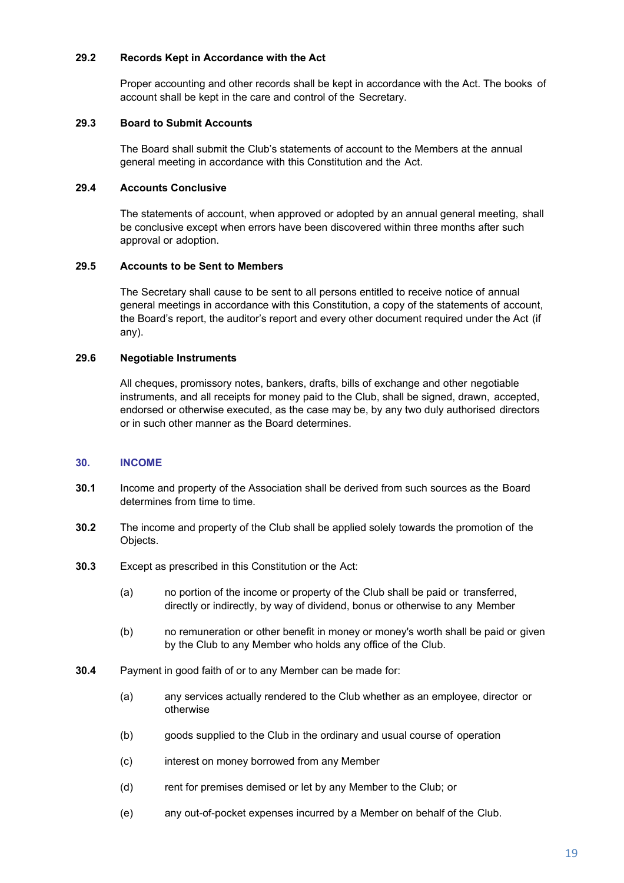### 29.2 Records Kept in Accordance with the Act

Proper accounting and other records shall be kept in accordance with the Act. The books of account shall be kept in the care and control of the Secretary.

### 29.3 Board to Submit Accounts

The Board shall submit the Club's statements of account to the Members at the annual general meeting in accordance with this Constitution and the Act.

### 29.4 Accounts Conclusive

The statements of account, when approved or adopted by an annual general meeting, shall be conclusive except when errors have been discovered within three months after such approval or adoption.

### 29.5 Accounts to be Sent to Members

The Secretary shall cause to be sent to all persons entitled to receive notice of annual general meetings in accordance with this Constitution, a copy of the statements of account, the Board's report, the auditor's report and every other document required under the Act (if any).

### 29.6 Negotiable Instruments

All cheques, promissory notes, bankers, drafts, bills of exchange and other negotiable instruments, and all receipts for money paid to the Club, shall be signed, drawn, accepted, endorsed or otherwise executed, as the case may be, by any two duly authorised directors or in such other manner as the Board determines.

## 30. INCOME

**30.1** Income and property of the Association shall be derived from such sources as the Board determines from time to time.

**30.2** The income and property of the Club shall be applied solely towards the promotion of the Objects.

**30.3** Except as prescribed in this Constitution or the Act:

(a) no portion of the income or property of the Club shall be paid or transferred, directly or indirectly, by way of dividend, bonus or otherwise to any Member

(b) no remuneration or other benefit in money or money's worth shall be paid or given by the Club to any Member who holds any office of the Club.

**30.4** Payment in good faith of or to any Member can be made for:

(a) any services actually rendered to the Club whether as an employee, director or otherwise

(b) goods supplied to the Club in the ordinary and usual course of operation

(c) interest on money borrowed from any Member

(d) rent for premises demised or let by any Member to the Club; or

(e) any out-of-pocket expenses incurred by a Member on behalf of the Club.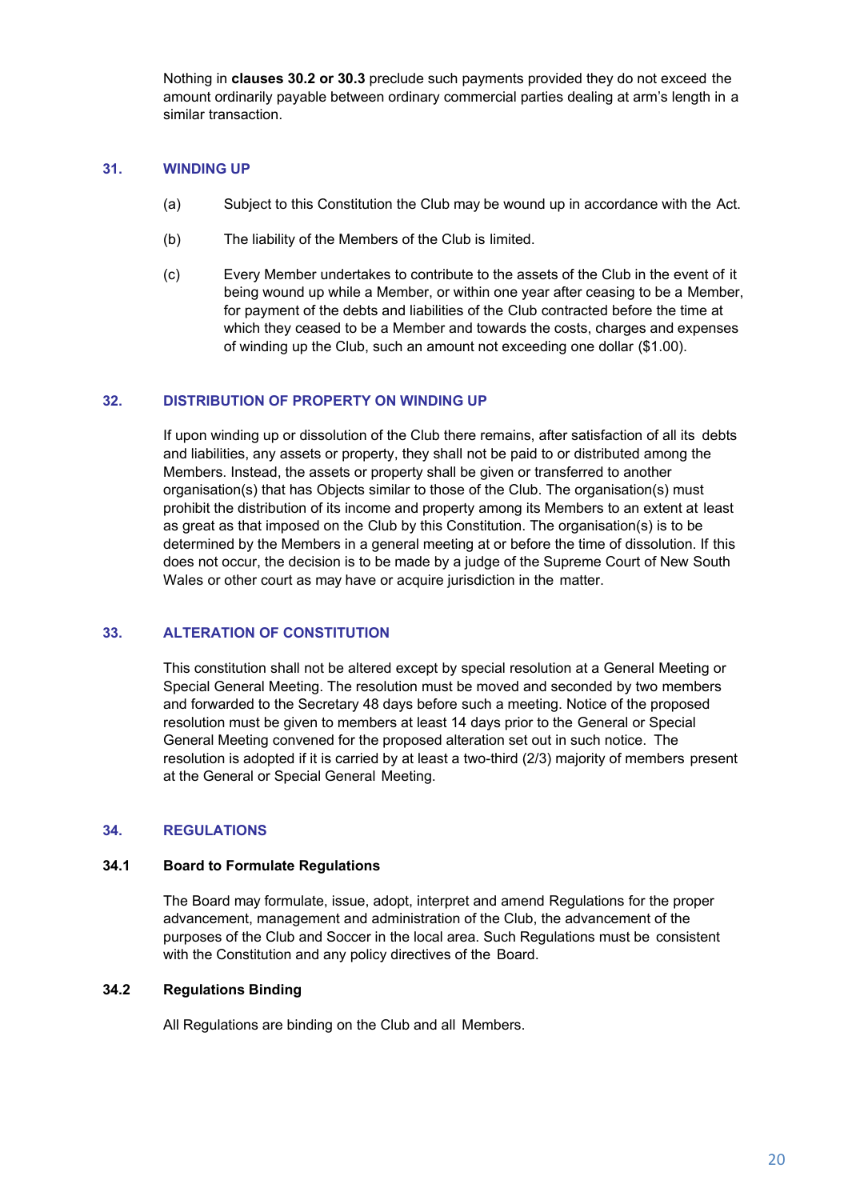Nothing in **clauses 30.2 or 30.3** preclude such payments provided they do not exceed the amount ordinarily payable between ordinary commercial parties dealing at arm's length in a similar transaction.

## 31. WINDING UP

(a) Subject to this Constitution the Club may be wound up in accordance with the Act.

(b) The liability of the Members of the Club is limited.

(c) Every Member undertakes to contribute to the assets of the Club in the event of it being wound up while a Member, or within one year after ceasing to be a Member, for payment of the debts and liabilities of the Club contracted before the time at which they ceased to be a Member and towards the costs, charges and expenses of winding up the Club, such an amount not exceeding one dollar ($1.00).

## 32. DISTRIBUTION OF PROPERTY ON WINDING UP

If upon winding up or dissolution of the Club there remains, after satisfaction of all its debts and liabilities, any assets or property, they shall not be paid to or distributed among the Members. Instead, the assets or property shall be given or transferred to another organisation(s) that has Objects similar to those of the Club. The organisation(s) must prohibit the distribution of its income and property among its Members to an extent at least as great as that imposed on the Club by this Constitution. The organisation(s) is to be determined by the Members in a general meeting at or before the time of dissolution. If this does not occur, the decision is to be made by a judge of the Supreme Court of New South Wales or other court as may have or acquire jurisdiction in the matter.

## 33. ALTERATION OF CONSTITUTION

This constitution shall not be altered except by special resolution at a General Meeting or Special General Meeting. The resolution must be moved and seconded by two members and forwarded to the Secretary 48 days before such a meeting. Notice of the proposed resolution must be given to members at least 14 days prior to the General or Special General Meeting convened for the proposed alteration set out in such notice. The resolution is adopted if it is carried by at least a two-third (2/3) majority of members present at the General or Special General Meeting.

## 34. REGULATIONS

### 34.1 Board to Formulate Regulations

The Board may formulate, issue, adopt, interpret and amend Regulations for the proper advancement, management and administration of the Club, the advancement of the purposes of the Club and Soccer in the local area. Such Regulations must be consistent with the Constitution and any policy directives of the Board.

### 34.2 Regulations Binding

All Regulations are binding on the Club and all Members.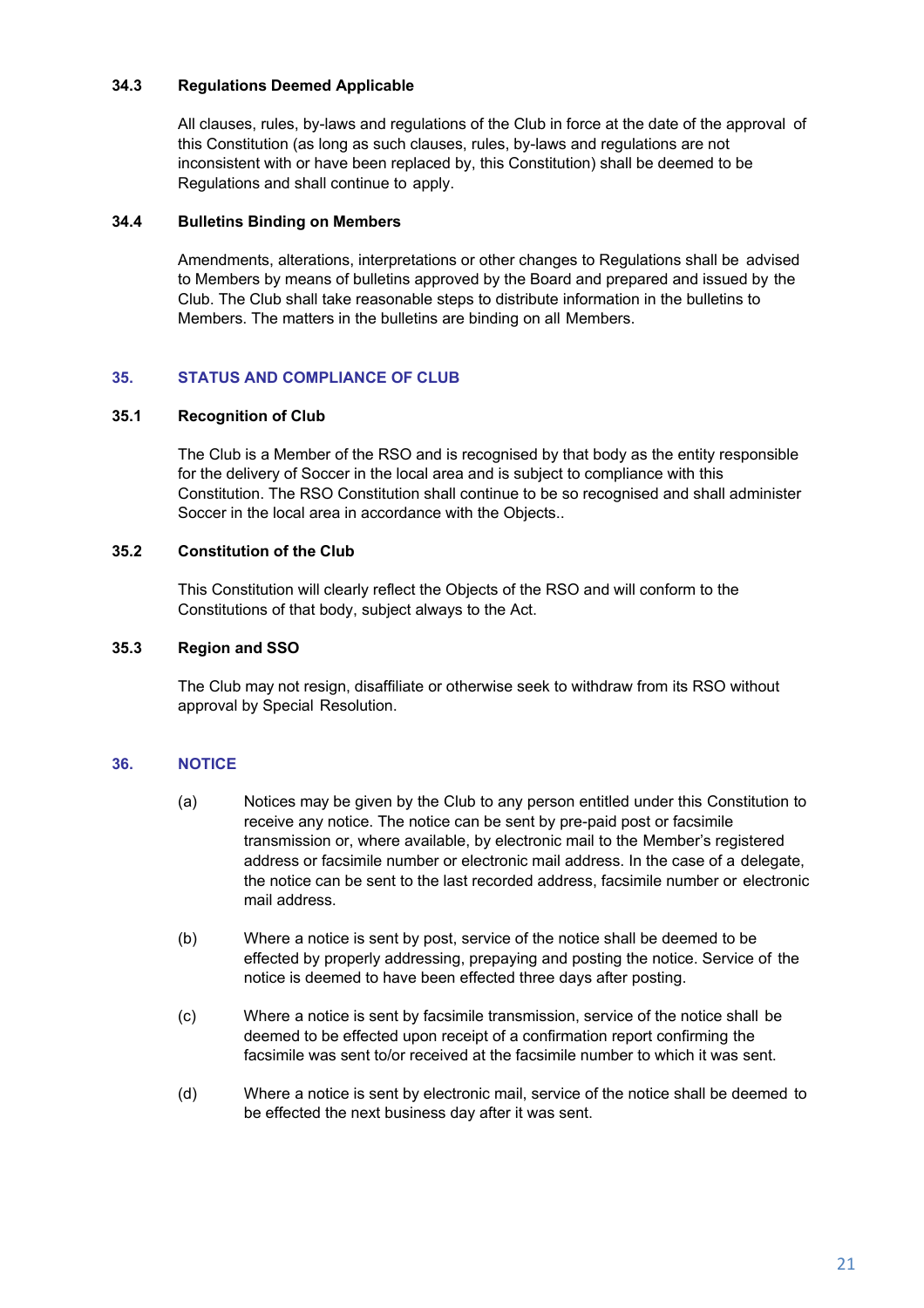### 34.3 Regulations Deemed Applicable

All clauses, rules, by-laws and regulations of the Club in force at the date of the approval of this Constitution (as long as such clauses, rules, by-laws and regulations are not inconsistent with or have been replaced by, this Constitution) shall be deemed to be Regulations and shall continue to apply.

### 34.4 Bulletins Binding on Members

Amendments, alterations, interpretations or other changes to Regulations shall be advised to Members by means of bulletins approved by the Board and prepared and issued by the Club. The Club shall take reasonable steps to distribute information in the bulletins to Members. The matters in the bulletins are binding on all Members.

## 35. STATUS AND COMPLIANCE OF CLUB

### 35.1 Recognition of Club

The Club is a Member of the RSO and is recognised by that body as the entity responsible for the delivery of Soccer in the local area and is subject to compliance with this Constitution. The RSO Constitution shall continue to be so recognised and shall administer Soccer in the local area in accordance with the Objects..

### 35.2 Constitution of the Club

This Constitution will clearly reflect the Objects of the RSO and will conform to the Constitutions of that body, subject always to the Act.

### 35.3 Region and SSO

The Club may not resign, disaffiliate or otherwise seek to withdraw from its RSO without approval by Special Resolution.

## 36. NOTICE

(a) Notices may be given by the Club to any person entitled under this Constitution to receive any notice. The notice can be sent by pre-paid post or facsimile transmission or, where available, by electronic mail to the Member's registered address or facsimile number or electronic mail address. In the case of a delegate, the notice can be sent to the last recorded address, facsimile number or electronic mail address.

(b) Where a notice is sent by post, service of the notice shall be deemed to be effected by properly addressing, prepaying and posting the notice. Service of the notice is deemed to have been effected three days after posting.

(c) Where a notice is sent by facsimile transmission, service of the notice shall be deemed to be effected upon receipt of a confirmation report confirming the facsimile was sent to/or received at the facsimile number to which it was sent.

(d) Where a notice is sent by electronic mail, service of the notice shall be deemed to be effected the next business day after it was sent.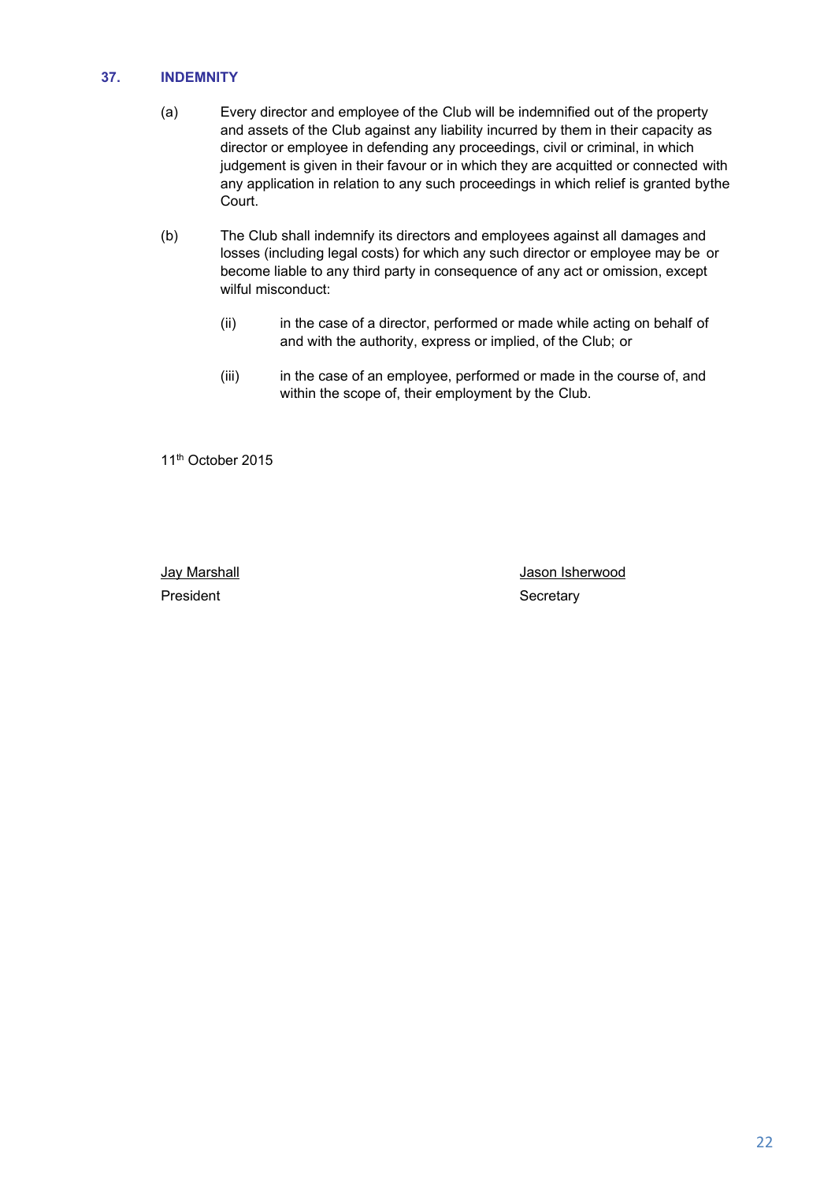## 37. INDEMNITY

(a) Every director and employee of the Club will be indemnified out of the property and assets of the Club against any liability incurred by them in their capacity as director or employee in defending any proceedings, civil or criminal, in which judgement is given in their favour or in which they are acquitted or connected with any application in relation to any such proceedings in which relief is granted bythe Court.

(b) The Club shall indemnify its directors and employees against all damages and losses (including legal costs) for which any such director or employee may be or become liable to any third party in consequence of any act or omission, except wilful misconduct:

(ii) in the case of a director, performed or made while acting on behalf of and with the authority, express or implied, of the Club; or

(iii) in the case of an employee, performed or made in the course of, and within the scope of, their employment by the Club.

11th October 2015

<u>Jay Marshall</u>
President

<u>Jason Isherwood</u>
Secretary